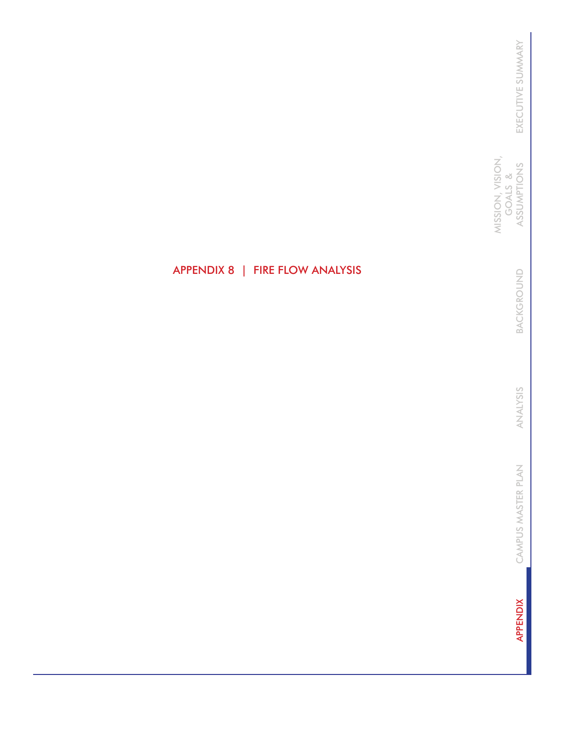# APPENDIX 8 | FIRE FLOW ANALYSIS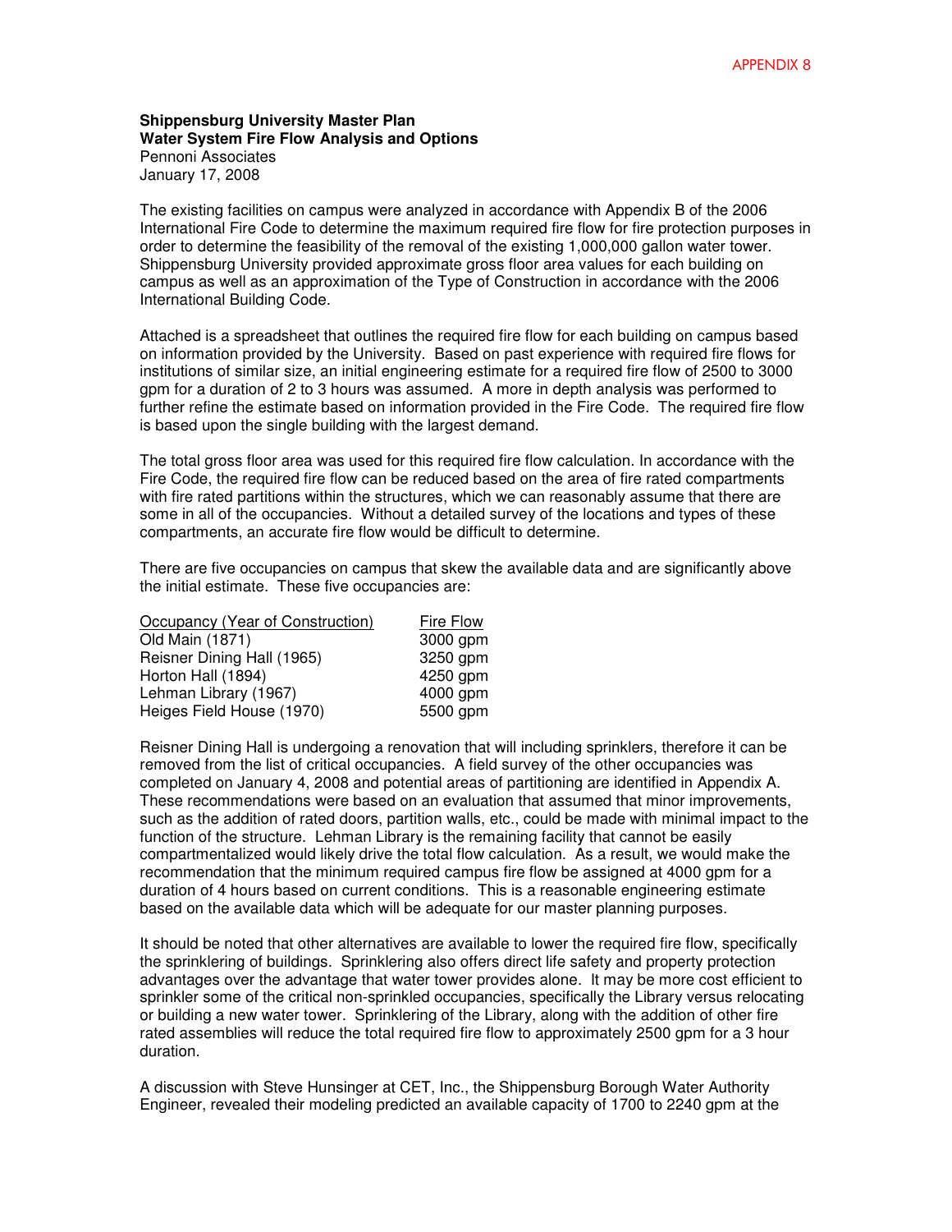APPENDIX 8

**Shippensburg University Master Plan**
**Water System Fire Flow Analysis and Options**
Pennoni Associates
January 17, 2008

The existing facilities on campus were analyzed in accordance with Appendix B of the 2006 International Fire Code to determine the maximum required fire flow for fire protection purposes in order to determine the feasibility of the removal of the existing 1,000,000 gallon water tower. Shippensburg University provided approximate gross floor area values for each building on campus as well as an approximation of the Type of Construction in accordance with the 2006 International Building Code.

Attached is a spreadsheet that outlines the required fire flow for each building on campus based on information provided by the University. Based on past experience with required fire flows for institutions of similar size, an initial engineering estimate for a required fire flow of 2500 to 3000 gpm for a duration of 2 to 3 hours was assumed. A more in depth analysis was performed to further refine the estimate based on information provided in the Fire Code. The required fire flow is based upon the single building with the largest demand.

The total gross floor area was used for this required fire flow calculation. In accordance with the Fire Code, the required fire flow can be reduced based on the area of fire rated compartments with fire rated partitions within the structures, which we can reasonably assume that there are some in all of the occupancies. Without a detailed survey of the locations and types of these compartments, an accurate fire flow would be difficult to determine.

There are five occupancies on campus that skew the available data and are significantly above the initial estimate. These five occupancies are:

| Occupancy (Year of Construction) | Fire Flow |
|---|---|
| Old Main (1871) | 3000 gpm |
| Reisner Dining Hall (1965) | 3250 gpm |
| Horton Hall (1894) | 4250 gpm |
| Lehman Library (1967) | 4000 gpm |
| Heiges Field House (1970) | 5500 gpm |

Reisner Dining Hall is undergoing a renovation that will including sprinklers, therefore it can be removed from the list of critical occupancies. A field survey of the other occupancies was completed on January 4, 2008 and potential areas of partitioning are identified in Appendix A. These recommendations were based on an evaluation that assumed that minor improvements, such as the addition of rated doors, partition walls, etc., could be made with minimal impact to the function of the structure. Lehman Library is the remaining facility that cannot be easily compartmentalized would likely drive the total flow calculation. As a result, we would make the recommendation that the minimum required campus fire flow be assigned at 4000 gpm for a duration of 4 hours based on current conditions. This is a reasonable engineering estimate based on the available data which will be adequate for our master planning purposes.

It should be noted that other alternatives are available to lower the required fire flow, specifically the sprinklering of buildings. Sprinklering also offers direct life safety and property protection advantages over the advantage that water tower provides alone. It may be more cost efficient to sprinkler some of the critical non-sprinkled occupancies, specifically the Library versus relocating or building a new water tower. Sprinklering of the Library, along with the addition of other fire rated assemblies will reduce the total required fire flow to approximately 2500 gpm for a 3 hour duration.

A discussion with Steve Hunsinger at CET, Inc., the Shippensburg Borough Water Authority Engineer, revealed their modeling predicted an available capacity of 1700 to 2240 gpm at the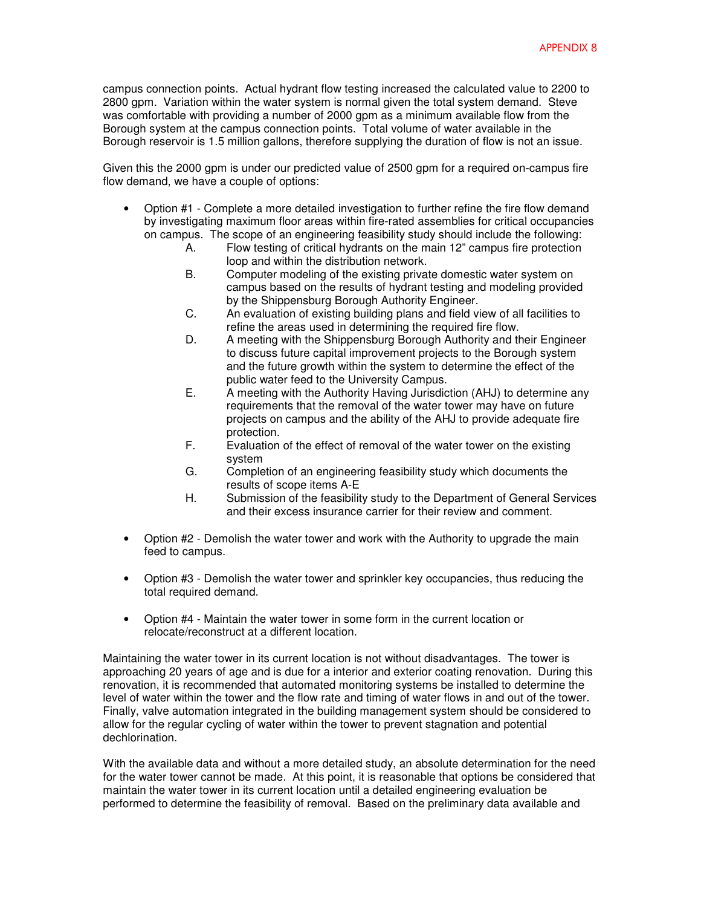campus connection points. Actual hydrant flow testing increased the calculated value to 2200 to 2800 gpm. Variation within the water system is normal given the total system demand. Steve was comfortable with providing a number of 2000 gpm as a minimum available flow from the Borough system at the campus connection points. Total volume of water available in the Borough reservoir is 1.5 million gallons, therefore supplying the duration of flow is not an issue.

Given this the 2000 gpm is under our predicted value of 2500 gpm for a required on-campus fire flow demand, we have a couple of options:

- Option #1 - Complete a more detailed investigation to further refine the fire flow demand by investigating maximum floor areas within fire-rated assemblies for critical occupancies on campus. The scope of an engineering feasibility study should include the following:
  - A. Flow testing of critical hydrants on the main 12" campus fire protection loop and within the distribution network.
  - B. Computer modeling of the existing private domestic water system on campus based on the results of hydrant testing and modeling provided by the Shippensburg Borough Authority Engineer.
  - C. An evaluation of existing building plans and field view of all facilities to refine the areas used in determining the required fire flow.
  - D. A meeting with the Shippensburg Borough Authority and their Engineer to discuss future capital improvement projects to the Borough system and the future growth within the system to determine the effect of the public water feed to the University Campus.
  - E. A meeting with the Authority Having Jurisdiction (AHJ) to determine any requirements that the removal of the water tower may have on future projects on campus and the ability of the AHJ to provide adequate fire protection.
  - F. Evaluation of the effect of removal of the water tower on the existing system
  - G. Completion of an engineering feasibility study which documents the results of scope items A-E
  - H. Submission of the feasibility study to the Department of General Services and their excess insurance carrier for their review and comment.

- Option #2 - Demolish the water tower and work with the Authority to upgrade the main feed to campus.

- Option #3 - Demolish the water tower and sprinkler key occupancies, thus reducing the total required demand.

- Option #4 - Maintain the water tower in some form in the current location or relocate/reconstruct at a different location.

Maintaining the water tower in its current location is not without disadvantages. The tower is approaching 20 years of age and is due for a interior and exterior coating renovation. During this renovation, it is recommended that automated monitoring systems be installed to determine the level of water within the tower and the flow rate and timing of water flows in and out of the tower. Finally, valve automation integrated in the building management system should be considered to allow for the regular cycling of water within the tower to prevent stagnation and potential dechlorination.

With the available data and without a more detailed study, an absolute determination for the need for the water tower cannot be made. At this point, it is reasonable that options be considered that maintain the water tower in its current location until a detailed engineering evaluation be performed to determine the feasibility of removal. Based on the preliminary data available and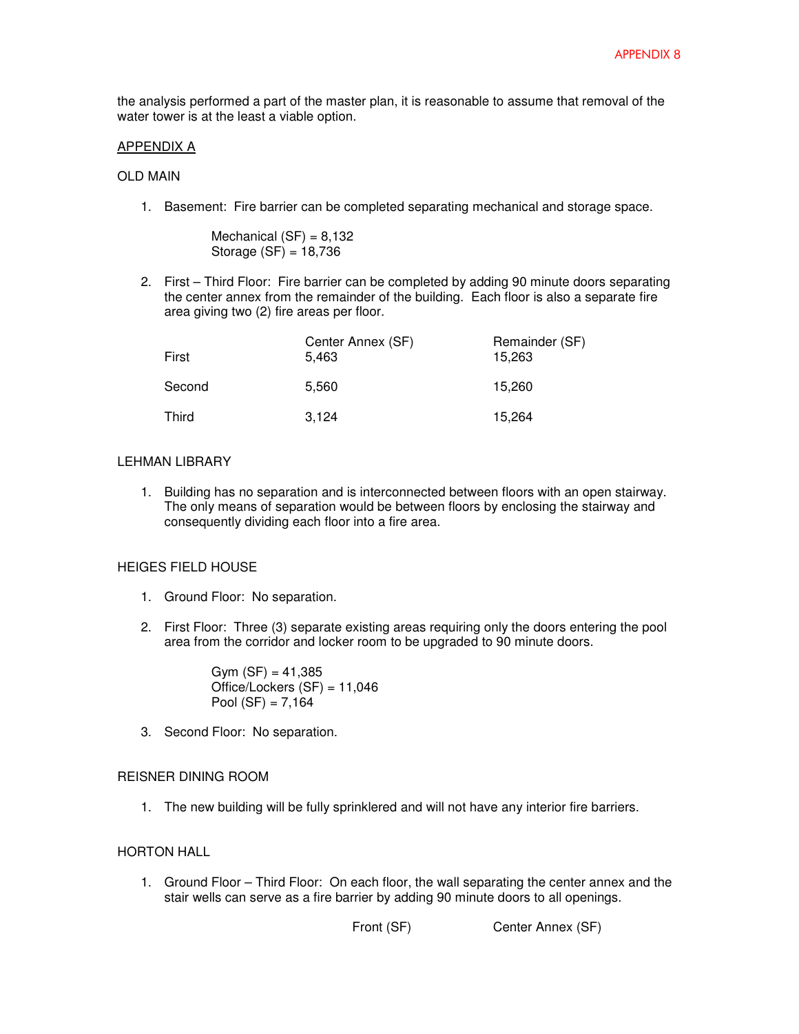the analysis performed a part of the master plan, it is reasonable to assume that removal of the water tower is at the least a viable option.

## APPENDIX A

### OLD MAIN

1. Basement: Fire barrier can be completed separating mechanical and storage space.

   Mechanical (SF) = 8,132
   Storage (SF) = 18,736

2. First – Third Floor: Fire barrier can be completed by adding 90 minute doors separating the center annex from the remainder of the building. Each floor is also a separate fire area giving two (2) fire areas per floor.

| | Center Annex (SF) | Remainder (SF) |
|---|---|---|
| First | 5,463 | 15,263 |
| Second | 5,560 | 15,260 |
| Third | 3,124 | 15,264 |

### LEHMAN LIBRARY

1. Building has no separation and is interconnected between floors with an open stairway. The only means of separation would be between floors by enclosing the stairway and consequently dividing each floor into a fire area.

### HEIGES FIELD HOUSE

1. Ground Floor: No separation.

2. First Floor: Three (3) separate existing areas requiring only the doors entering the pool area from the corridor and locker room to be upgraded to 90 minute doors.

   Gym (SF) = 41,385
   Office/Lockers (SF) = 11,046
   Pool (SF) = 7,164

3. Second Floor: No separation.

### REISNER DINING ROOM

1. The new building will be fully sprinklered and will not have any interior fire barriers.

### HORTON HALL

1. Ground Floor – Third Floor: On each floor, the wall separating the center annex and the stair wells can serve as a fire barrier by adding 90 minute doors to all openings.

| | Front (SF) | Center Annex (SF) |
|---|---|---|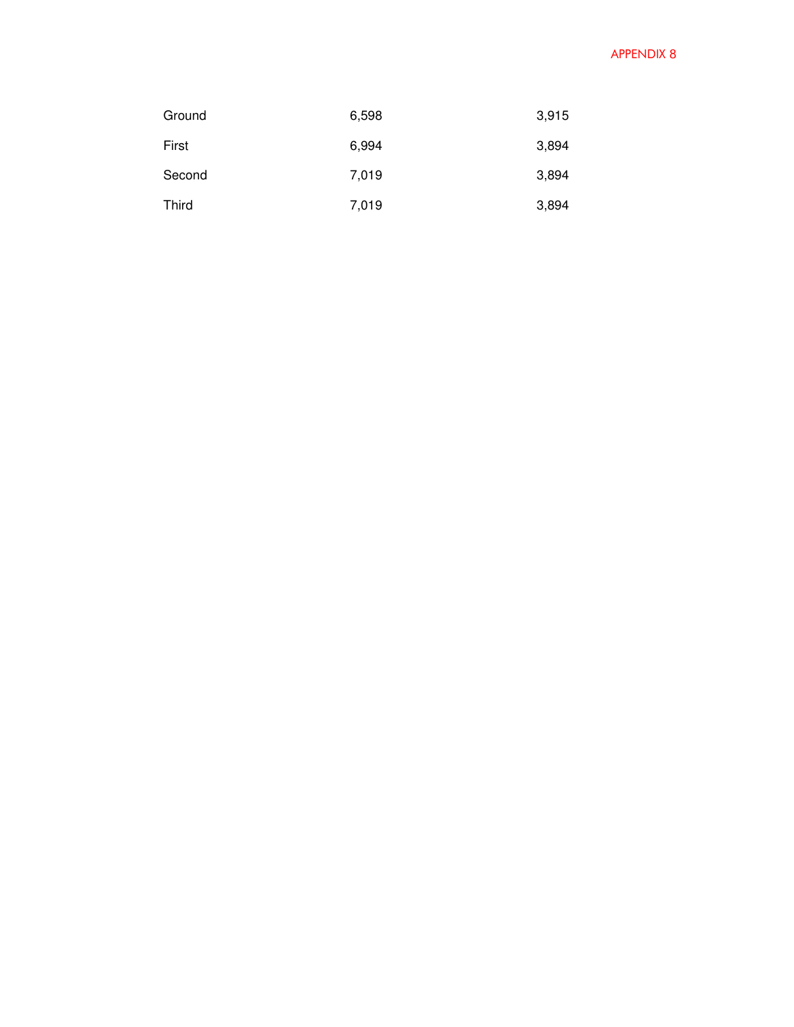| | | |
|---|---|---|
| Ground | 6,598 | 3,915 |
| First | 6,994 | 3,894 |
| Second | 7,019 | 3,894 |
| Third | 7,019 | 3,894 |